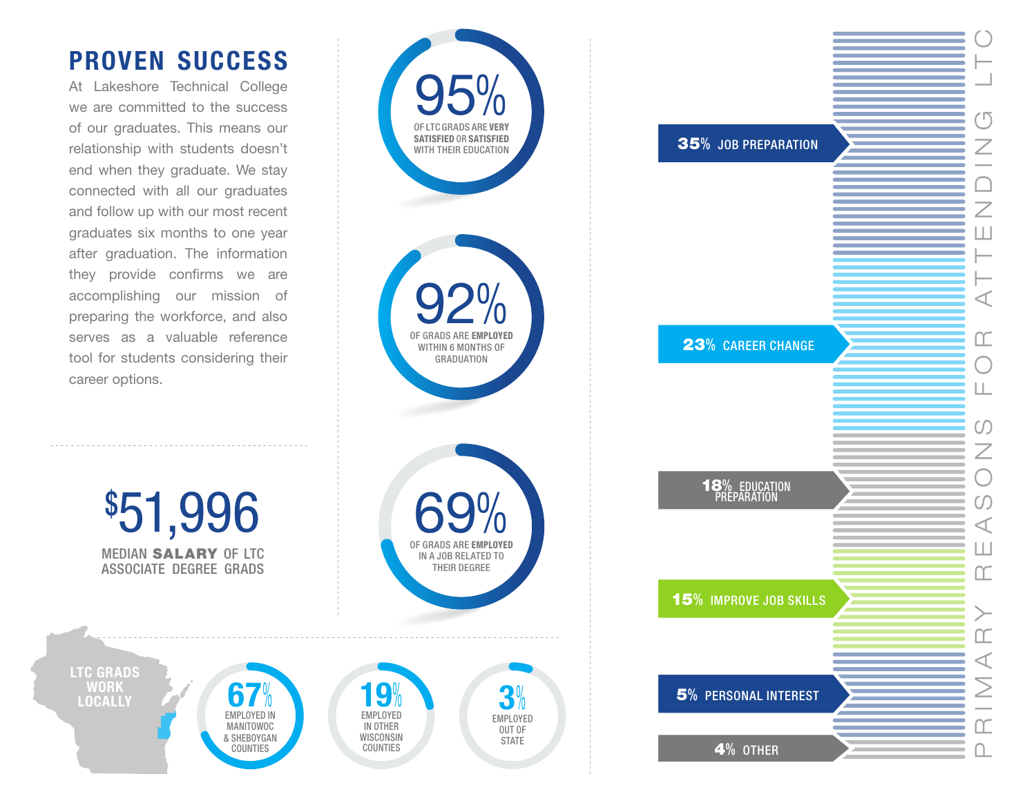# PROVEN SUCCESS

At Lakeshore Technical College we are committed to the success of our graduates. This means our relationship with students doesn't end when they graduate. We stay connected with all our graduates and follow up with our most recent graduates six months to one year after graduation. The information they provide confirms we are accomplishing our mission of preparing the workforce, and also serves as a valuable reference tool for students considering their career options.

**95%** OF LTC GRADS ARE **VERY SATISFIED** OR **SATISFIED** WITH THEIR EDUCATION

**92%** OF GRADS ARE **EMPLOYED** WITHIN 6 MONTHS OF GRADUATION

**69%** OF GRADS ARE **EMPLOYED** IN A JOB RELATED TO THEIR DEGREE

**$51,996**

MEDIAN **SALARY** OF LTC ASSOCIATE DEGREE GRADS

## LTC GRADS WORK LOCALLY

- **67%** EMPLOYED IN MANITOWOC & SHEBOYGAN COUNTIES
- **19%** EMPLOYED IN OTHER WISCONSIN COUNTIES
- **3%** EMPLOYED OUT OF STATE

## PRIMARY REASONS FOR ATTENDING LTC

- **35%** JOB PREPARATION
- **23%** CAREER CHANGE
- **18%** EDUCATION PREPARATION
- **15%** IMPROVE JOB SKILLS
- **5%** PERSONAL INTEREST
- **4%** OTHER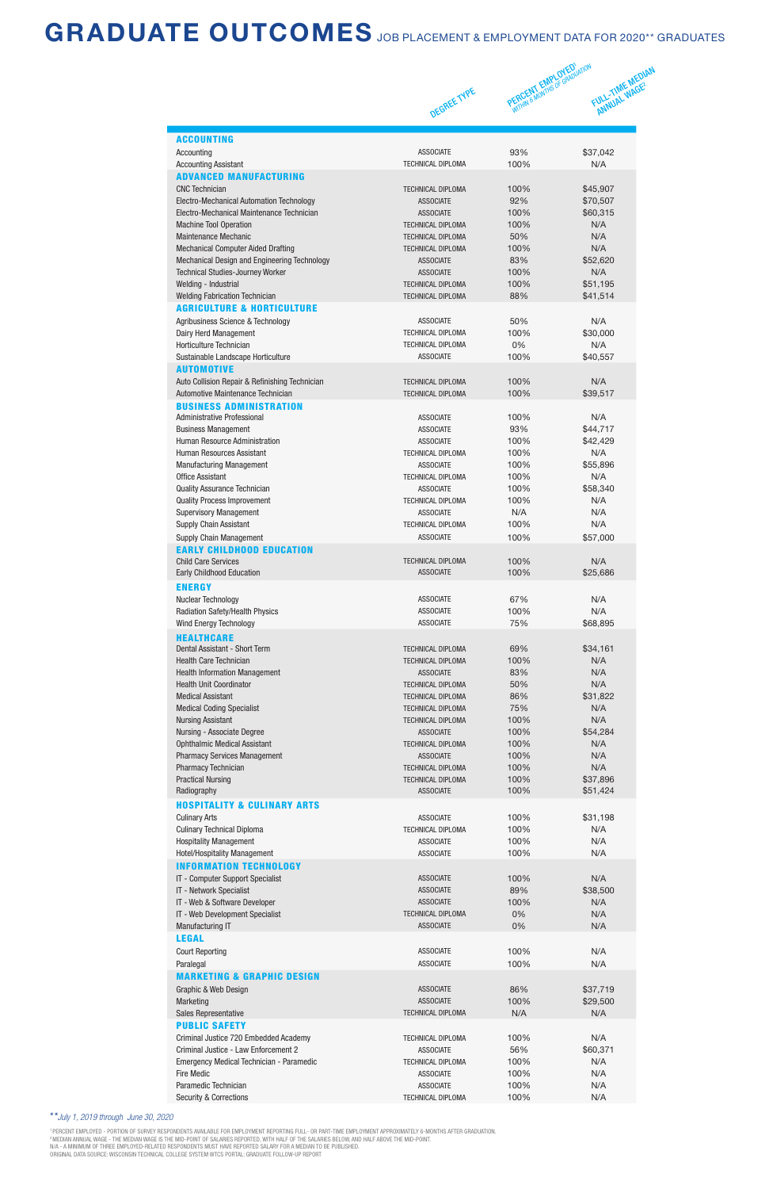# GRADUATE OUTCOMES

JOB PLACEMENT & EMPLOYMENT DATA FOR 2020** GRADUATES

| | DEGREE TYPE | PERCENT EMPLOYED[1] WITHIN 6 MONTHS OF GRADUATION | FULL-TIME MEDIAN ANNUAL WAGE[2] |
|---|---|---|---|
| **ACCOUNTING** | | | |
| Accounting | ASSOCIATE | 93% | $37,042 |
| Accounting Assistant | TECHNICAL DIPLOMA | 100% | N/A |
| **ADVANCED MANUFACTURING** | | | |
| CNC Technician | TECHNICAL DIPLOMA | 100% | $45,907 |
| Electro-Mechanical Automation Technology | ASSOCIATE | 92% | $70,507 |
| Electro-Mechanical Maintenance Technician | ASSOCIATE | 100% | $60,315 |
| Machine Tool Operation | TECHNICAL DIPLOMA | 100% | N/A |
| Maintenance Mechanic | TECHNICAL DIPLOMA | 50% | N/A |
| Mechanical Computer Aided Drafting | TECHNICAL DIPLOMA | 100% | N/A |
| Mechanical Design and Engineering Technology | ASSOCIATE | 83% | $52,620 |
| Technical Studies-Journey Worker | ASSOCIATE | 100% | N/A |
| Welding - Industrial | TECHNICAL DIPLOMA | 100% | $51,195 |
| Welding Fabrication Technician | TECHNICAL DIPLOMA | 88% | $41,514 |
| **AGRICULTURE & HORTICULTURE** | | | |
| Agribusiness Science & Technology | ASSOCIATE | 50% | N/A |
| Dairy Herd Management | TECHNICAL DIPLOMA | 100% | $30,000 |
| Horticulture Technician | TECHNICAL DIPLOMA | 0% | N/A |
| Sustainable Landscape Horticulture | ASSOCIATE | 100% | $40,557 |
| **AUTOMOTIVE** | | | |
| Auto Collision Repair & Refinishing Technician | TECHNICAL DIPLOMA | 100% | N/A |
| Automotive Maintenance Technician | TECHNICAL DIPLOMA | 100% | $39,517 |
| **BUSINESS ADMINISTRATION** | | | |
| Administrative Professional | ASSOCIATE | 100% | N/A |
| Business Management | ASSOCIATE | 93% | $44,717 |
| Human Resource Administration | ASSOCIATE | 100% | $42,429 |
| Human Resources Assistant | TECHNICAL DIPLOMA | 100% | N/A |
| Manufacturing Management | ASSOCIATE | 100% | $55,896 |
| Office Assistant | TECHNICAL DIPLOMA | 100% | N/A |
| Quality Assurance Technician | ASSOCIATE | 100% | $58,340 |
| Quality Process Improvement | TECHNICAL DIPLOMA | 100% | N/A |
| Supervisory Management | ASSOCIATE | N/A | N/A |
| Supply Chain Assistant | TECHNICAL DIPLOMA | 100% | N/A |
| Supply Chain Management | ASSOCIATE | 100% | $57,000 |
| **EARLY CHILDHOOD EDUCATION** | | | |
| Child Care Services | TECHNICAL DIPLOMA | 100% | N/A |
| Early Childhood Education | ASSOCIATE | 100% | $25,686 |
| **ENERGY** | | | |
| Nuclear Technology | ASSOCIATE | 67% | N/A |
| Radiation Safety/Health Physics | ASSOCIATE | 100% | N/A |
| Wind Energy Technology | ASSOCIATE | 75% | $68,895 |
| **HEALTHCARE** | | | |
| Dental Assistant - Short Term | TECHNICAL DIPLOMA | 69% | $34,161 |
| Health Care Technician | TECHNICAL DIPLOMA | 100% | N/A |
| Health Information Management | ASSOCIATE | 83% | N/A |
| Health Unit Coordinator | TECHNICAL DIPLOMA | 50% | N/A |
| Medical Assistant | TECHNICAL DIPLOMA | 86% | $31,822 |
| Medical Coding Specialist | TECHNICAL DIPLOMA | 75% | N/A |
| Nursing Assistant | TECHNICAL DIPLOMA | 100% | N/A |
| Nursing - Associate Degree | ASSOCIATE | 100% | $54,284 |
| Ophthalmic Medical Assistant | TECHNICAL DIPLOMA | 100% | N/A |
| Pharmacy Services Management | ASSOCIATE | 100% | N/A |
| Pharmacy Technician | TECHNICAL DIPLOMA | 100% | N/A |
| Practical Nursing | TECHNICAL DIPLOMA | 100% | $37,896 |
| Radiography | ASSOCIATE | 100% | $51,424 |
| **HOSPITALITY & CULINARY ARTS** | | | |
| Culinary Arts | ASSOCIATE | 100% | $31,198 |
| Culinary Technical Diploma | TECHNICAL DIPLOMA | 100% | N/A |
| Hospitality Management | ASSOCIATE | 100% | N/A |
| Hotel/Hospitality Management | ASSOCIATE | 100% | N/A |
| **INFORMATION TECHNOLOGY** | | | |
| IT - Computer Support Specialist | ASSOCIATE | 100% | N/A |
| IT - Network Specialist | ASSOCIATE | 89% | $38,500 |
| IT - Web & Software Developer | ASSOCIATE | 100% | N/A |
| IT - Web Development Specialist | TECHNICAL DIPLOMA | 0% | N/A |
| Manufacturing IT | ASSOCIATE | 0% | N/A |
| **LEGAL** | | | |
| Court Reporting | ASSOCIATE | 100% | N/A |
| Paralegal | ASSOCIATE | 100% | N/A |
| **MARKETING & GRAPHIC DESIGN** | | | |
| Graphic & Web Design | ASSOCIATE | 86% | $37,719 |
| Marketing | ASSOCIATE | 100% | $29,500 |
| Sales Representative | TECHNICAL DIPLOMA | N/A | N/A |
| **PUBLIC SAFETY** | | | |
| Criminal Justice 720 Embedded Academy | TECHNICAL DIPLOMA | 100% | N/A |
| Criminal Justice - Law Enforcement 2 | ASSOCIATE | 56% | $60,371 |
| Emergency Medical Technician - Paramedic | TECHNICAL DIPLOMA | 100% | N/A |
| Fire Medic | ASSOCIATE | 100% | N/A |
| Paramedic Technician | ASSOCIATE | 100% | N/A |
| Security & Corrections | TECHNICAL DIPLOMA | 100% | N/A |

*\*\*July 1, 2019 through June 30, 2020*

[1] PERCENT EMPLOYED - PORTION OF SURVEY RESPONDENTS AVAILABLE FOR EMPLOYMENT REPORTING FULL- OR PART-TIME EMPLOYMENT APPROXIMATELY 6-MONTHS AFTER GRADUATION.
[2] MEDIAN ANNUAL WAGE - THE MEDIAN WAGE IS THE MID-POINT OF SALARIES REPORTED, WITH HALF OF THE SALARIES BELOW, AND HALF ABOVE THE MID-POINT.
N/A - A MINIMUM OF THREE EMPLOYED-RELATED RESPONDENTS MUST HAVE REPORTED SALARY FOR A MEDIAN TO BE PUBLISHED.
ORIGINAL DATA SOURCE: WISCONSIN TECHNICAL COLLEGE SYSTEM WTCS PORTAL: GRADUATE FOLLOW-UP REPORT